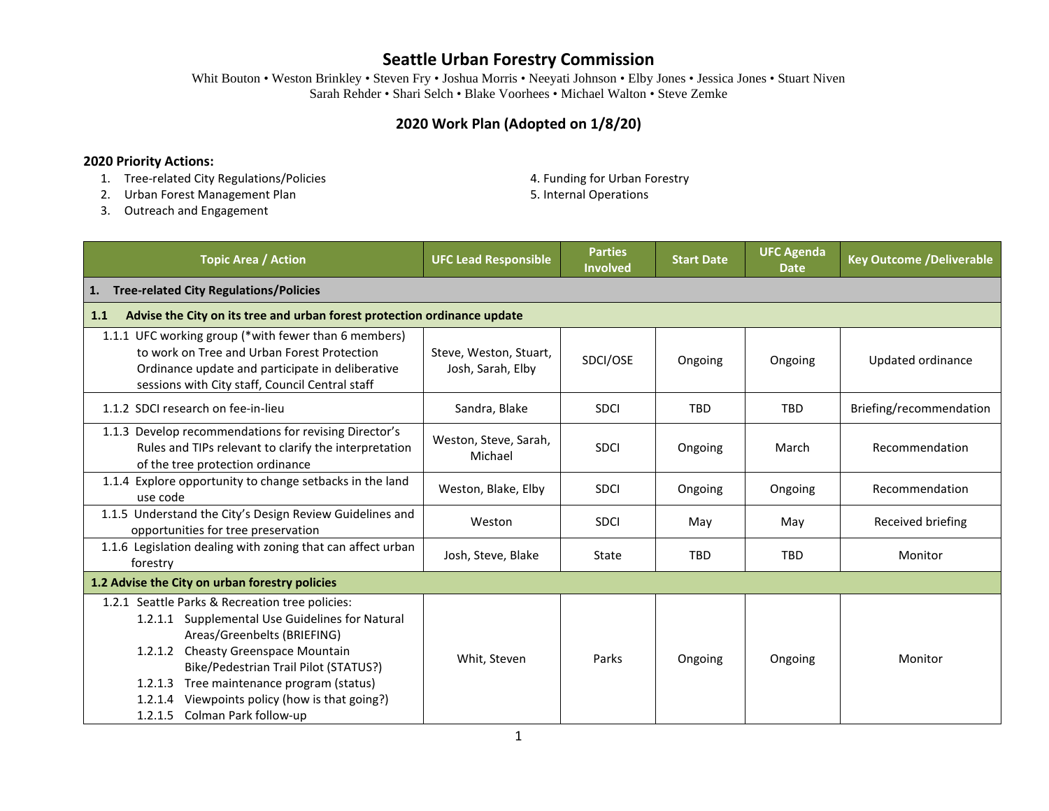# Seattle Urban Forestry Commission

Whit Bouton • Weston Brinkley • Steven Fry • Joshua Morris • Neeyati Johnson • Elby Jones • Jessica Jones • Stuart Niven
Sarah Rehder • Shari Selch • Blake Voorhees • Michael Walton • Steve Zemke

## 2020 Work Plan (Adopted on 1/8/20)

**2020 Priority Actions:**

1. Tree-related City Regulations/Policies
2. Urban Forest Management Plan
3. Outreach and Engagement
4. Funding for Urban Forestry
5. Internal Operations

| Topic Area / Action | UFC Lead Responsible | Parties Involved | Start Date | UFC Agenda Date | Key Outcome /Deliverable |
|---|---|---|---|---|---|
| **1. Tree-related City Regulations/Policies** | | | | | |
| **1.1 Advise the City on its tree and urban forest protection ordinance update** | | | | | |
| 1.1.1 UFC working group (*with fewer than 6 members) to work on Tree and Urban Forest Protection Ordinance update and participate in deliberative sessions with City staff, Council Central staff | Steve, Weston, Stuart, Josh, Sarah, Elby | SDCI/OSE | Ongoing | Ongoing | Updated ordinance |
| 1.1.2 SDCI research on fee-in-lieu | Sandra, Blake | SDCI | TBD | TBD | Briefing/recommendation |
| 1.1.3 Develop recommendations for revising Director's Rules and TIPs relevant to clarify the interpretation of the tree protection ordinance | Weston, Steve, Sarah, Michael | SDCI | Ongoing | March | Recommendation |
| 1.1.4 Explore opportunity to change setbacks in the land use code | Weston, Blake, Elby | SDCI | Ongoing | Ongoing | Recommendation |
| 1.1.5 Understand the City's Design Review Guidelines and opportunities for tree preservation | Weston | SDCI | May | May | Received briefing |
| 1.1.6 Legislation dealing with zoning that can affect urban forestry | Josh, Steve, Blake | State | TBD | TBD | Monitor |
| **1.2 Advise the City on urban forestry policies** | | | | | |
| 1.2.1 Seattle Parks & Recreation tree policies:<br>1.2.1.1 Supplemental Use Guidelines for Natural Areas/Greenbelts (BRIEFING)<br>1.2.1.2 Cheasty Greenspace Mountain Bike/Pedestrian Trail Pilot (STATUS?)<br>1.2.1.3 Tree maintenance program (status)<br>1.2.1.4 Viewpoints policy (how is that going?)<br>1.2.1.5 Colman Park follow-up | Whit, Steven | Parks | Ongoing | Ongoing | Monitor |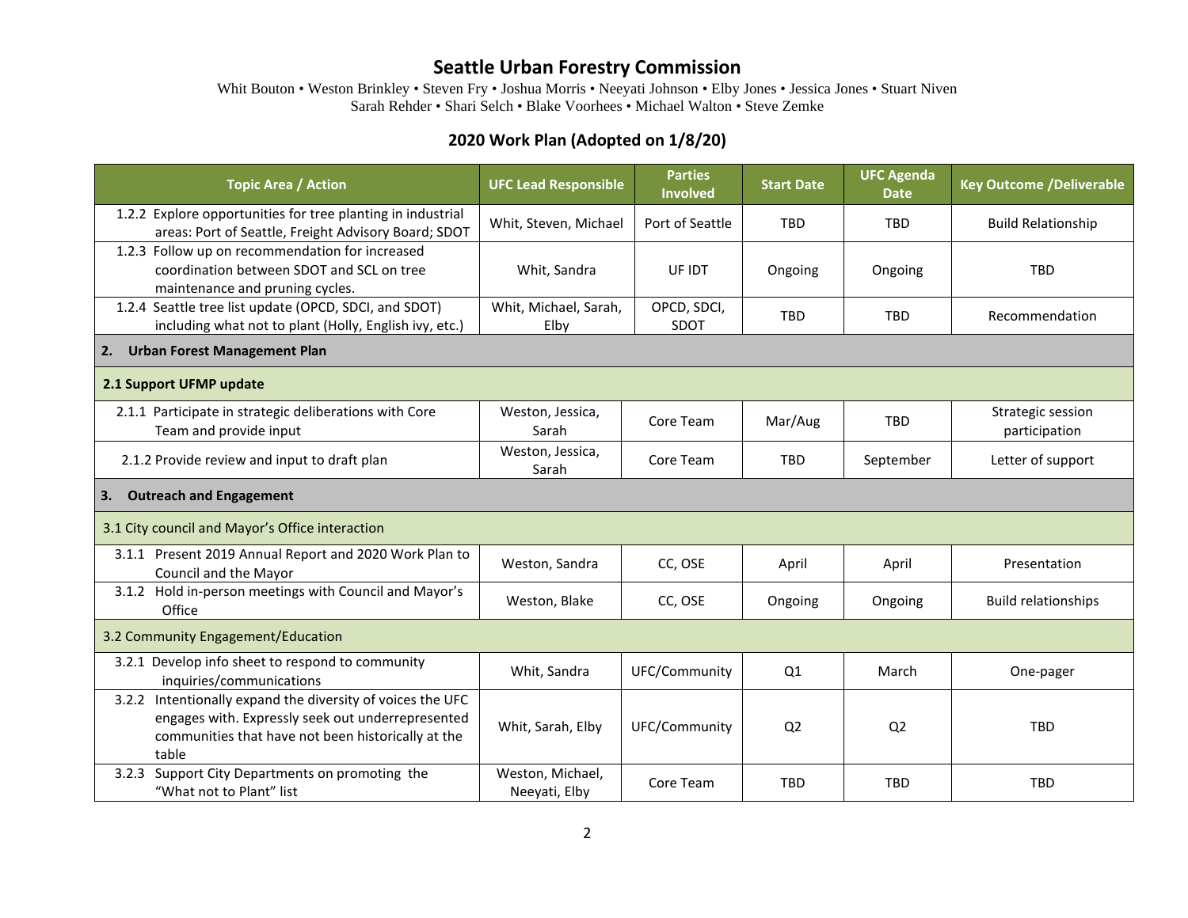# Seattle Urban Forestry Commission

Whit Bouton • Weston Brinkley • Steven Fry • Joshua Morris • Neeyati Johnson • Elby Jones • Jessica Jones • Stuart Niven
Sarah Rehder • Shari Selch • Blake Voorhees • Michael Walton • Steve Zemke

## 2020 Work Plan (Adopted on 1/8/20)

| Topic Area / Action | UFC Lead Responsible | Parties Involved | Start Date | UFC Agenda Date | Key Outcome /Deliverable |
|---|---|---|---|---|---|
| 1.2.2 Explore opportunities for tree planting in industrial areas: Port of Seattle, Freight Advisory Board; SDOT | Whit, Steven, Michael | Port of Seattle | TBD | TBD | Build Relationship |
| 1.2.3 Follow up on recommendation for increased coordination between SDOT and SCL on tree maintenance and pruning cycles. | Whit, Sandra | UF IDT | Ongoing | Ongoing | TBD |
| 1.2.4 Seattle tree list update (OPCD, SDCI, and SDOT) including what not to plant (Holly, English ivy, etc.) | Whit, Michael, Sarah, Elby | OPCD, SDCI, SDOT | TBD | TBD | Recommendation |
| **2. Urban Forest Management Plan** | | | | | |
| **2.1 Support UFMP update** | | | | | |
| 2.1.1 Participate in strategic deliberations with Core Team and provide input | Weston, Jessica, Sarah | Core Team | Mar/Aug | TBD | Strategic session participation |
| 2.1.2 Provide review and input to draft plan | Weston, Jessica, Sarah | Core Team | TBD | September | Letter of support |
| **3. Outreach and Engagement** | | | | | |
| 3.1 City council and Mayor's Office interaction | | | | | |
| 3.1.1 Present 2019 Annual Report and 2020 Work Plan to Council and the Mayor | Weston, Sandra | CC, OSE | April | April | Presentation |
| 3.1.2 Hold in-person meetings with Council and Mayor's Office | Weston, Blake | CC, OSE | Ongoing | Ongoing | Build relationships |
| 3.2 Community Engagement/Education | | | | | |
| 3.2.1 Develop info sheet to respond to community inquiries/communications | Whit, Sandra | UFC/Community | Q1 | March | One-pager |
| 3.2.2 Intentionally expand the diversity of voices the UFC engages with. Expressly seek out underrepresented communities that have not been historically at the table | Whit, Sarah, Elby | UFC/Community | Q2 | Q2 | TBD |
| 3.2.3 Support City Departments on promoting the "What not to Plant" list | Weston, Michael, Neeyati, Elby | Core Team | TBD | TBD | TBD |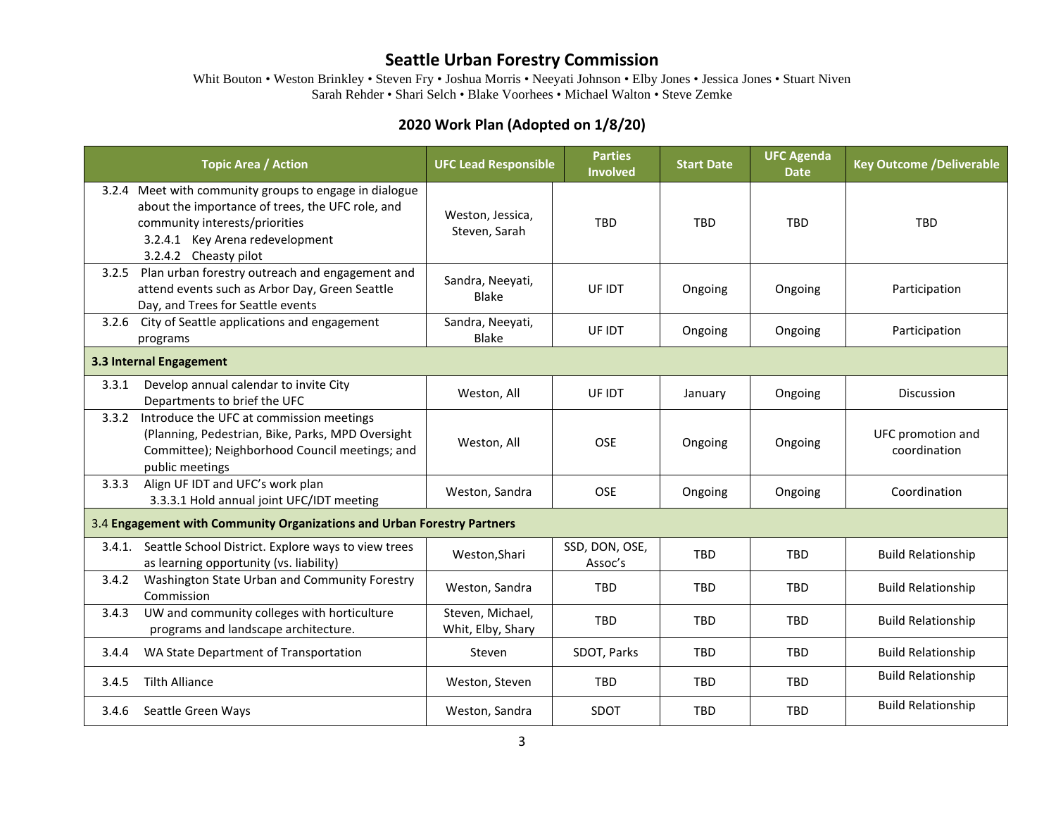# Seattle Urban Forestry Commission

Whit Bouton • Weston Brinkley • Steven Fry • Joshua Morris • Neeyati Johnson • Elby Jones • Jessica Jones • Stuart Niven
Sarah Rehder • Shari Selch • Blake Voorhees • Michael Walton • Steve Zemke

## 2020 Work Plan (Adopted on 1/8/20)

| Topic Area / Action | UFC Lead Responsible | Parties Involved | Start Date | UFC Agenda Date | Key Outcome /Deliverable |
|---|---|---|---|---|---|
| 3.2.4 Meet with community groups to engage in dialogue about the importance of trees, the UFC role, and community interests/priorities<br>3.2.4.1 Key Arena redevelopment<br>3.2.4.2 Cheasty pilot | Weston, Jessica, Steven, Sarah | TBD | TBD | TBD | TBD |
| 3.2.5 Plan urban forestry outreach and engagement and attend events such as Arbor Day, Green Seattle Day, and Trees for Seattle events | Sandra, Neeyati, Blake | UF IDT | Ongoing | Ongoing | Participation |
| 3.2.6 City of Seattle applications and engagement programs | Sandra, Neeyati, Blake | UF IDT | Ongoing | Ongoing | Participation |
| **3.3 Internal Engagement** | | | | | |
| 3.3.1 Develop annual calendar to invite City Departments to brief the UFC | Weston, All | UF IDT | January | Ongoing | Discussion |
| 3.3.2 Introduce the UFC at commission meetings (Planning, Pedestrian, Bike, Parks, MPD Oversight Committee); Neighborhood Council meetings; and public meetings | Weston, All | OSE | Ongoing | Ongoing | UFC promotion and coordination |
| 3.3.3 Align UF IDT and UFC's work plan<br>3.3.3.1 Hold annual joint UFC/IDT meeting | Weston, Sandra | OSE | Ongoing | Ongoing | Coordination |
| 3.4 **Engagement with Community Organizations and Urban Forestry Partners** | | | | | |
| 3.4.1. Seattle School District. Explore ways to view trees as learning opportunity (vs. liability) | Weston,Shari | SSD, DON, OSE, Assoc's | TBD | TBD | Build Relationship |
| 3.4.2 Washington State Urban and Community Forestry Commission | Weston, Sandra | TBD | TBD | TBD | Build Relationship |
| 3.4.3 UW and community colleges with horticulture programs and landscape architecture. | Steven, Michael, Whit, Elby, Shary | TBD | TBD | TBD | Build Relationship |
| 3.4.4 WA State Department of Transportation | Steven | SDOT, Parks | TBD | TBD | Build Relationship |
| 3.4.5 Tilth Alliance | Weston, Steven | TBD | TBD | TBD | Build Relationship |
| 3.4.6 Seattle Green Ways | Weston, Sandra | SDOT | TBD | TBD | Build Relationship |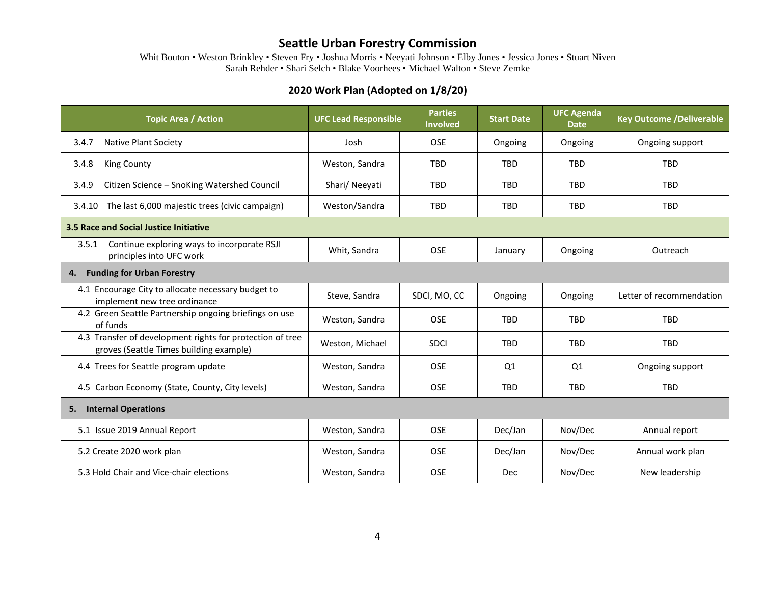# Seattle Urban Forestry Commission

Whit Bouton • Weston Brinkley • Steven Fry • Joshua Morris • Neeyati Johnson • Elby Jones • Jessica Jones • Stuart Niven
Sarah Rehder • Shari Selch • Blake Voorhees • Michael Walton • Steve Zemke

## 2020 Work Plan (Adopted on 1/8/20)

| Topic Area / Action | UFC Lead Responsible | Parties Involved | Start Date | UFC Agenda Date | Key Outcome /Deliverable |
|---|---|---|---|---|---|
| 3.4.7 Native Plant Society | Josh | OSE | Ongoing | Ongoing | Ongoing support |
| 3.4.8 King County | Weston, Sandra | TBD | TBD | TBD | TBD |
| 3.4.9 Citizen Science – SnoKing Watershed Council | Shari/ Neeyati | TBD | TBD | TBD | TBD |
| 3.4.10 The last 6,000 majestic trees (civic campaign) | Weston/Sandra | TBD | TBD | TBD | TBD |
| **3.5 Race and Social Justice Initiative** | | | | | |
| 3.5.1 Continue exploring ways to incorporate RSJI principles into UFC work | Whit, Sandra | OSE | January | Ongoing | Outreach |
| **4. Funding for Urban Forestry** | | | | | |
| 4.1 Encourage City to allocate necessary budget to implement new tree ordinance | Steve, Sandra | SDCI, MO, CC | Ongoing | Ongoing | Letter of recommendation |
| 4.2 Green Seattle Partnership ongoing briefings on use of funds | Weston, Sandra | OSE | TBD | TBD | TBD |
| 4.3 Transfer of development rights for protection of tree groves (Seattle Times building example) | Weston, Michael | SDCI | TBD | TBD | TBD |
| 4.4 Trees for Seattle program update | Weston, Sandra | OSE | Q1 | Q1 | Ongoing support |
| 4.5 Carbon Economy (State, County, City levels) | Weston, Sandra | OSE | TBD | TBD | TBD |
| **5. Internal Operations** | | | | | |
| 5.1 Issue 2019 Annual Report | Weston, Sandra | OSE | Dec/Jan | Nov/Dec | Annual report |
| 5.2 Create 2020 work plan | Weston, Sandra | OSE | Dec/Jan | Nov/Dec | Annual work plan |
| 5.3 Hold Chair and Vice-chair elections | Weston, Sandra | OSE | Dec | Nov/Dec | New leadership |